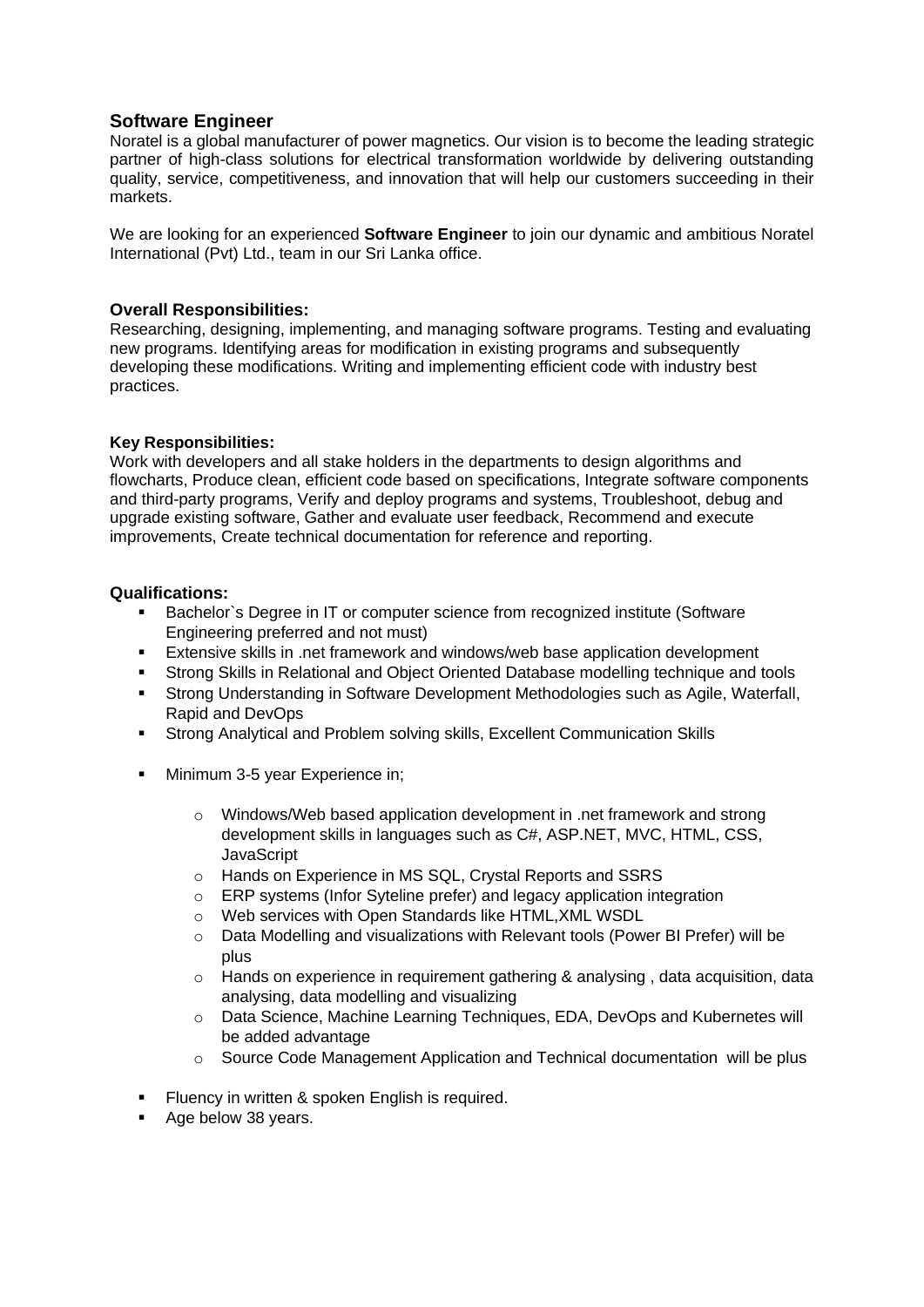## Software Engineer

Noratel is a global manufacturer of power magnetics. Our vision is to become the leading strategic partner of high-class solutions for electrical transformation worldwide by delivering outstanding quality, service, competitiveness, and innovation that will help our customers succeeding in their markets.

We are looking for an experienced **Software Engineer** to join our dynamic and ambitious Noratel International (Pvt) Ltd., team in our Sri Lanka office.

### Overall Responsibilities:

Researching, designing, implementing, and managing software programs. Testing and evaluating new programs. Identifying areas for modification in existing programs and subsequently developing these modifications. Writing and implementing efficient code with industry best practices.

#### Key Responsibilities:

Work with developers and all stake holders in the departments to design algorithms and flowcharts, Produce clean, efficient code based on specifications, Integrate software components and third-party programs, Verify and deploy programs and systems, Troubleshoot, debug and upgrade existing software, Gather and evaluate user feedback, Recommend and execute improvements, Create technical documentation for reference and reporting.

### Qualifications:

- Bachelor`s Degree in IT or computer science from recognized institute (Software Engineering preferred and not must)
- Extensive skills in .net framework and windows/web base application development
- Strong Skills in Relational and Object Oriented Database modelling technique and tools
- Strong Understanding in Software Development Methodologies such as Agile, Waterfall, Rapid and DevOps
- Strong Analytical and Problem solving skills, Excellent Communication Skills
- Minimum 3-5 year Experience in;
  - Windows/Web based application development in .net framework and strong development skills in languages such as C#, ASP.NET, MVC, HTML, CSS, JavaScript
  - Hands on Experience in MS SQL, Crystal Reports and SSRS
  - ERP systems (Infor Syteline prefer) and legacy application integration
  - Web services with Open Standards like HTML,XML WSDL
  - Data Modelling and visualizations with Relevant tools (Power BI Prefer) will be plus
  - Hands on experience in requirement gathering & analysing , data acquisition, data analysing, data modelling and visualizing
  - Data Science, Machine Learning Techniques, EDA, DevOps and Kubernetes will be added advantage
  - Source Code Management Application and Technical documentation will be plus
- Fluency in written & spoken English is required.
- Age below 38 years.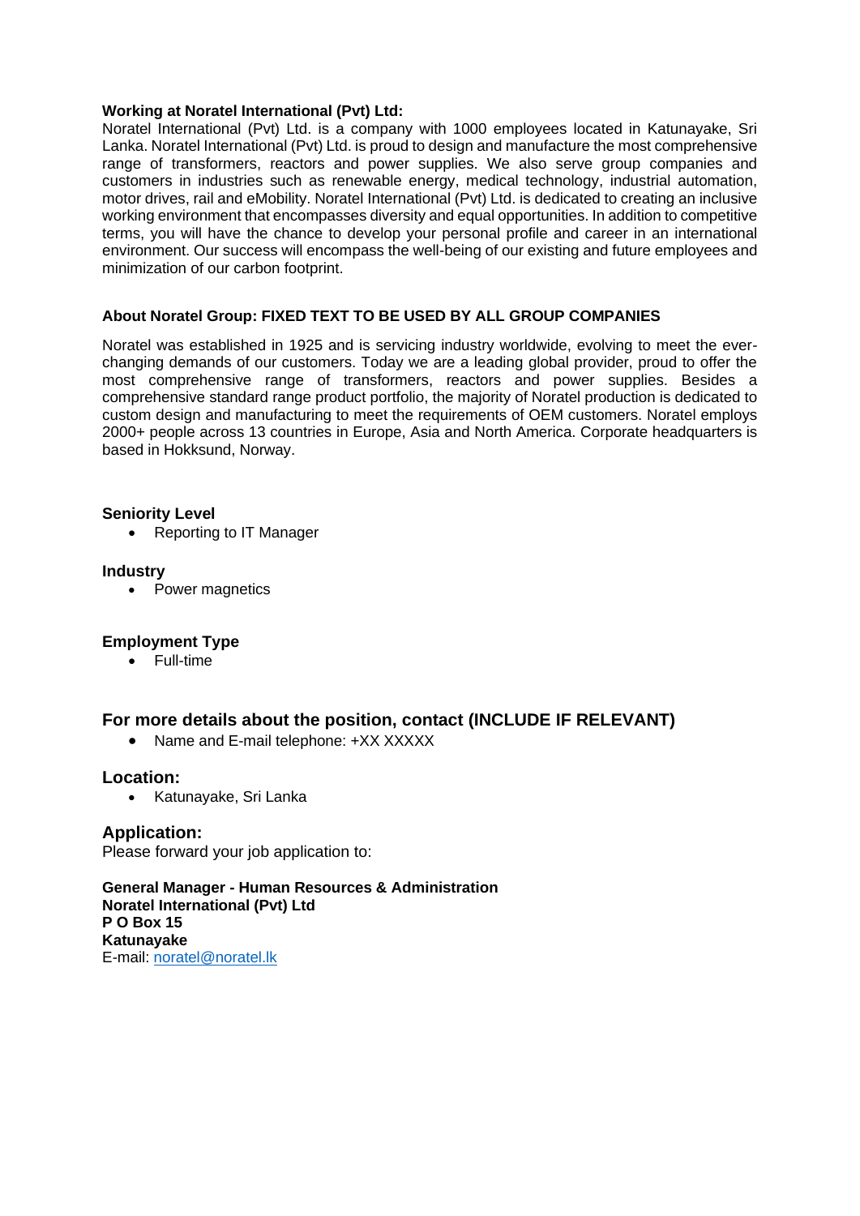**Working at Noratel International (Pvt) Ltd:**

Noratel International (Pvt) Ltd. is a company with 1000 employees located in Katunayake, Sri Lanka. Noratel International (Pvt) Ltd. is proud to design and manufacture the most comprehensive range of transformers, reactors and power supplies. We also serve group companies and customers in industries such as renewable energy, medical technology, industrial automation, motor drives, rail and eMobility. Noratel International (Pvt) Ltd. is dedicated to creating an inclusive working environment that encompasses diversity and equal opportunities. In addition to competitive terms, you will have the chance to develop your personal profile and career in an international environment. Our success will encompass the well-being of our existing and future employees and minimization of our carbon footprint.

**About Noratel Group: FIXED TEXT TO BE USED BY ALL GROUP COMPANIES**

Noratel was established in 1925 and is servicing industry worldwide, evolving to meet the ever-changing demands of our customers. Today we are a leading global provider, proud to offer the most comprehensive range of transformers, reactors and power supplies. Besides a comprehensive standard range product portfolio, the majority of Noratel production is dedicated to custom design and manufacturing to meet the requirements of OEM customers. Noratel employs 2000+ people across 13 countries in Europe, Asia and North America. Corporate headquarters is based in Hokksund, Norway.

**Seniority Level**

- Reporting to IT Manager

**Industry**

- Power magnetics

**Employment Type**

- Full-time

### For more details about the position, contact (INCLUDE IF RELEVANT)

- Name and E-mail telephone: +XX XXXXX

### Location:

- Katunayake, Sri Lanka

### Application:

Please forward your job application to:

**General Manager - Human Resources & Administration**
**Noratel International (Pvt) Ltd**
**P O Box 15**
**Katunayake**
E-mail: noratel@noratel.lk